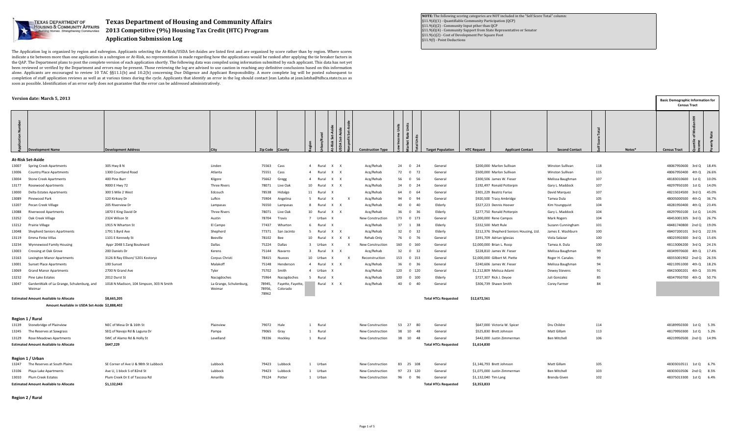# Texas Department of Housing and Community Affairs

## 2013 Competitive (9%) Housing Tax Credit (HTC) Program

## Application Submission Log

**NOTE:** The following scoring categories are NOT included in the "Self Score Total" column:
§11.9(d)(1) - Quantifiable Community Participation (QCP)
§11.9(d)(2) - Community Input pther than QCP
§11.9(d)(4) - Community Support from State Representative or Senator
§11.9(e)(2) - Cost of Development Per Square Foot
§11.9(f) - Point Deductions

The Application log is organized by region and subregion. Applicants selecting the At-Risk/USDA Set-Asides are listed first and are organized by score rather than by region. Where scores indicate a tie between more than one application in a subregion or At-Risk, no representation is made regarding how the applications would be ranked after applying the tie breaker factors in the QAP. The Department plans to post the complete version of each application shortly. The following data was compiled using information submitted by each applicant. This data has not yet been reviewed or verified by the Department and errors may be present. Those reviewing the log are advised to use caution in reaching any definitive conclusions based on this information alone. Applicants are encouraged to review 10 TAC §§11.1(b) and 10.2(b) concerning Due Diligence and Applicant Responsibility. A more complete log will be posted subsequent to completion of staff application reviews as well as at various times during the cycle. Applicants that identify an error in the log should contact Jean Latsha at jean.latsha@tdhca.state.tx.us as soon as possible. Identification of an error early does not guarantee that the error can be addressed administratively.

**Version date: March 5, 2013**

| Application Number | Development Name | Development Address | City | Zip Code | County | Region | Urban/Rural | At-Risk Set-Aside | USDA Set-Aside | Nonprofit Set-Aside | Construction Type | Low Income Units | Market Rate Units | Total Units | Target Population | HTC Request | Applicant Contact | Second Contact | Self Score Total | Notes* | Census Tract | Quartile of Median HH Income | Poverty Rate |
|---|---|---|---|---|---|---|---|---|---|---|---|---|---|---|---|---|---|---|---|---|---|---|---|
| **At-Risk Set-Aside** | | | | | | | | | | | | | | | | | | | | | | | |
| 13007 | Spring Creek Apartments | 305 Hwy 8 N | Linden | 75563 | Cass | 4 | Rural | X | X | | Acq/Rehab | 24 | 0 | 24 | General | $200,000 | Marlon Sullivan | Winston Sullivan | 118 | | 48067950600 | 3rd Q | 18.4% |
| 13006 | Country Place Apartments | 1300 Courtland Road | Atlanta | 75551 | Cass | 4 | Rural | X | X | | Acq/Rehab | 72 | 0 | 72 | General | $500,000 | Marlon Sullivan | Winston Sullivan | 115 | | 48067950400 | 4th Q | 26.6% |
| 13004 | Stone Creek Apartments | 400 Pine Burr | Kilgore | 75662 | Gregg | 4 | Rural | X | X | | Acq/Rehab | 56 | 0 | 56 | General | $300,506 | James W. Fieser | Melissa Baughman | 107 | | 48183010600 | 1st Q | 10.0% |
| 13177 | Rosewood Apartments | 9000 E Hwy 72 | Three Rivers | 78071 | Live Oak | 10 | Rural | X | X | | Acq/Rehab | 24 | 0 | 24 | General | $192,497 | Ronald Potterpin | Gary L. Maddock | 107 | | 48297950100 | 1st Q | 14.0% |
| 13000 | Delta Estates Apartments | 300 S Mile 2 West | Edcouch | 78538 | Hidalgo | 11 | Rural | X | | | Acq/Rehab | 64 | 0 | 64 | General | $301,229 | Beatriz Farias | David Marquez | 107 | | 48215024500 | 3rd Q | 45.0% |
| 13089 | Pinewood Park | 120 Kirksey Dr | Lufkin | 75904 | Angelina | 5 | Rural | X | | X | Acq/Rehab | 94 | 0 | 94 | General | $920,500 | Tracy Ambridge | Tamea Dula | 105 | | 48005000500 | 4th Q | 36.7% |
| 13207 | Pecan Creek Village | 205 Riverview Dr | Lampasas | 76550 | Lampasas | 8 | Rural | X | X | | Acq/Rehab | 40 | 0 | 40 | Elderly | $327,223 | Dennis Hoover | Kim Youngquist | 104 | | 48281950400 | 4th Q | 23.4% |
| 13088 | Riverwood Apartments | 1870 E King David Dr | Three Rivers | 78071 | Live Oak | 10 | Rural | X | X | | Acq/Rehab | 36 | 0 | 36 | Elderly | $277,750 | Ronald Potterpin | Gary L. Maddock | 104 | | 48297950100 | 1st Q | 14.0% |
| 13252 | Oak Creek Village | 2324 Wilson St | Austin | 78704 | Travis | 7 | Urban | X | | | New Construction | 173 | 0 | 173 | General | $2,000,000 | Rene Campos | Mark Rogers | 104 | | 48453001305 | 3rd Q | 26.7% |
| 13212 | Prairie Village | 1915 N Wharton St | El Campo | 77437 | Wharton | 6 | Rural | X | | | Acq/Rehab | 37 | 1 | 38 | Elderly | $332,500 | Matt Rule | Suzann Cunningham | 101 | | 48481740800 | 2nd Q | 19.0% |
| 13048 | Shepherd Seniors Apartments | 1791 S Byrd Ave | Shepherd | 77371 | San Jacinto | 5 | Rural | X | X | | Acq/Rehab | 32 | 0 | 32 | Elderly | $212,376 | Shepherd Seniors Housing, Ltd. | James E. Washburn | 100 | | 48407200101 | 3rd Q | 22.5% |
| 13119 | Emma Finke Villas | 1101 E Kennedy St | Beeville | 78102 | Bee | 10 | Rural | X | X | X | Rehab Only | 76 | 0 | 76 | General | $391,709 | Adrian Iglesias | Viola Salazar | 100 | | 48025950300 | 3rd Q | 15.6% |
| 13234 | Wynnewood Family Housing | Appr 2048 S Zang Boulevard | Dallas | 75224 | Dallas | 3 | Urban | X | | X | New Construction | 160 | 0 | 160 | General | $2,000,000 | Brian L. Roop | Tamea A. Dula | 100 | | 48113006200 | 3rd Q | 24.1% |
| 13003 | Crossing at Oak Grove | 200 Daniels Dr | Kerens | 75144 | Navarro | 3 | Rural | X | X | | Acq/Rehab | 32 | 0 | 32 | General | $228,810 | James W. Fieser | Melissa Baughman | 99 | | 48349970600 | 4th Q | 17.4% |
| 13163 | Lexington Manor Apartments | 3126 B Ray Ellison/ 5201 Kostoryz | Corpus Christi | 78415 | Nueces | 10 | Urban | X | | X | Reconstruction | 153 | 0 | 153 | General | $2,000,000 | Gilbert M. Piette | Roger H. Canales | 99 | | 48355001902 | 2nd Q | 26.5% |
| 13001 | Sunset Place Apartments | 100 Sunset | Malakoff | 75148 | Henderson | 4 | Rural | X | X | | Acq/Rehab | 36 | 0 | 36 | General | $240,606 | James W. Fieser | Melissa Baughman | 94 | | 48213951000 | 4th Q | 18.2% |
| 13069 | Grand Manor Apartments | 2700 N Grand Ave | Tyler | 75702 | Smith | 4 | Urban | X | | | Acq/Rehab | 120 | 0 | 120 | General | $1,212,809 | Melissa Adami | Dewey Stevens | 91 | | 48423000201 | 4th Q | 33.9% |
| 13232 | Pine Lake Estates | 2012 Durst St | Nacogdoches | 75964 | Nacogdoches | 5 | Rural | X | | | Acq/Rehab | 100 | 0 | 100 | Elderly | $727,307 | Rick J. Deyoe | Juli Gonzalez | 85 | | 48347950700 | 4th Q | 50.7% |
| 13047 | GardenWalk of La Grange, Schulenburg, and Weimar | 1018 N Madison, 104 Simpson, 303 N Smith | La Grange, Schulenburg, Weimar | 78945, 78956, 78962 | Fayette, Fayette, Colorado | 5 | Rural | X | X | | Acq/Rehab | 40 | 0 | 40 | General | $306,739 | Shawn Smith | Corey Farmer | 84 | | | | |
| **Estimated Amount Available to Allocate** | $8,665,205 | | | | | | | | | | | | | | **Total HTCs Requested** | $12,672,561 | | | | | | | |
| | **Amount Available in USDA Set-Aside $2,888,402** | | | | | | | | | | | | | | | | | | | | | | |
| **Region 1 / Rural** | | | | | | | | | | | | | | | | | | | | | | | |
| 13139 | Stonebridge of Plainview | NEC of Mesa Dr & 16th St | Plainview | 79072 | Hale | 1 | Rural | | | | New Construction | 53 | 27 | 80 | General | $647,000 | Victoria W. Spicer | Dru Childre | 114 | | 48189950300 | 1st Q | 5.3% |
| 13245 | The Reserves at Sawgrass | SEQ of Navajo Rd & Laguna Dr | Pampa | 79065 | Gray | 1 | Rural | | | | New Construction | 38 | 10 | 48 | General | $525,830 | Brett Johnson | Matt Gillam | 113 | | 48179950300 | 1st Q | 5.2% |
| 13129 | Rose Meadows Apartments | SWC of Alamo Rd & Holly St | Levelland | 78336 | Hockley | 1 | Rural | | | | New Construction | 38 | 10 | 48 | General | $442,000 | Justin Zimmerman | Ben Mitchell | 106 | | 48219950500 | 2nd Q | 14.9% |
| **Estimated Amount Available to Allocate** | $647,229 | | | | | | | | | | | | | | **Total HTCs Requested** | $1,614,830 | | | | | | | |
| **Region 1 / Urban** | | | | | | | | | | | | | | | | | | | | | | | |
| 13247 | The Reserves at South Plains | SE Corner of Ave U & 98th St Lubbock | Lubbock | 79423 | Lubbock | 1 | Urban | | | | New Construction | 83 | 25 | 108 | General | $1,146,793 | Brett Johnson | Matt Gillam | 105 | | 48303010511 | 1st Q | 6.7% |
| 13106 | Playa Lake Apartments | Ave U, 1 block S of 82nd St | Lubbock | 79423 | Lubbock | 1 | Urban | | | | New Construction | 97 | 23 | 120 | General | $1,075,000 | Justin Zimmerman | Ben Mitchell | 103 | | 48303010506 | 2nd Q | 8.5% |
| 13010 | Plum Creek Estates | Plum Creek Dr E of Tascosa Rd | Amarillo | 79124 | Potter | 1 | Urban | | | | New Construction | 96 | 0 | 96 | General | $1,132,040 | Tim Lang | Brenda Given | 102 | | 48375013300 | 1st Q | 6.4% |
| **Estimated Amount Available to Allocate** | $1,132,043 | | | | | | | | | | | | | | **Total HTCs Requested** | $3,353,833 | | | | | | | |

**Region 2 / Rural**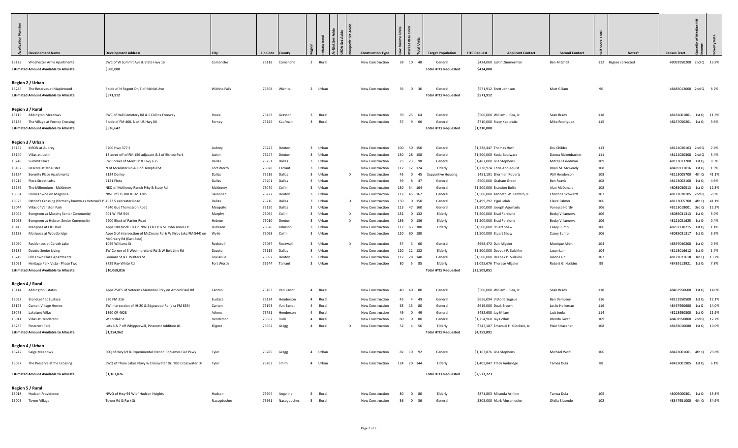| Application Number | Development Name | Development Address | City | Zip Code | County | Region | Urban/Rural | At-Risk Set-Aside | USDA Set-Aside | Nonprofit Set-Aside | Construction Type | Low Income Units | Market Rate Units | Total Units | Target Population | HTC Request | Applicant Contact | Second Contact | Self Score Total | Notes* | Census Tract | Quartile of Median HH Income | Poverty Rate |
|---|---|---|---|---|---|---|---|---|---|---|---|---|---|---|---|---|---|---|---|---|---|---|---|
| 13128 | Winchester Arms Apartments | SWC of W Summit Ave & State Hwy 16 | Comanche | 79118 | Comanche | 2 | Rural | | | | New Construction | 38 | 10 | 48 | General | $434,000 | Justin Zimmerman | Ben Mitchell | 112 | Region corrected | 48093950200 | 2nd Q | 16.8% |
| | **Estimated Amount Available to Allocate** | $500,000 | | | | | | | | | | | | | **Total HTCs Requested** | $434,000 | | | | | | | |
| | **Region 2 / Urban** | | | | | | | | | | | | | | | | | | | | | | |
| 13246 | The Reserves at Maplewood | S side of N Regent Dr, E of McNiel Ave | Wichita Falls | 76308 | Wichita | 2 | Urban | | | | New Construction | 36 | 0 | 36 | General | $571,912 | Brett Johnson | Matt Gillam | 96 | | 48485012600 | 2nd Q | 8.7% |
| | **Estimated Amount Available to Allocate** | $571,912 | | | | | | | | | | | | | **Total HTCs Requested** | $571,912 | | | | | | | |
| | **Region 3 / Rural** | | | | | | | | | | | | | | | | | | | | | | |
| 13115 | Abbington Meadows | SWC of Hall Cemetery Rd & S Collins Freeway | Howe | 75459 | Grayson | 3 | Rural | | | | New Construction | 39 | 25 | 64 | General | $500,000 | William J. Rea, Jr. | Sean Brady | 118 | | 48181001801 | 1st Q | 11.3% |
| 13184 | The Village at Forney Crossing | E side of FM 460, N of US Hwy 80 | Forney | 75126 | Kaufman | 3 | Rural | | | | New Construction | 57 | 9 | 66 | General | $710,000 | Stacy Kaplowitz | Mike Rodriguez | 115 | | 48257050201 | 1st Q | 3.6% |
| | **Estimated Amount Available to Allocate** | $536,647 | | | | | | | | | | | | | **Total HTCs Requested** | $1,210,000 | | | | | | | |
| | **Region 3 / Urban** | | | | | | | | | | | | | | | | | | | | | | |
| 13152 | KIRON at Aubrey | 5700 Hwy 377 S | Aubrey | 76227 | Denton | 3 | Urban | | | | New Construction | 100 | 50 | 150 | General | $1,238,447 | Thomas Huth | Dru Childre | 113 | | 48121020103 | 2nd Q | 7.4% |
| 13140 | Villas at Justin | 18 acres off of FM 156 adjacent & S of Bishop Park | Justin | 76247 | Denton | 3 | Urban | | | | New Construction | 130 | 28 | 158 | General | $1,500,000 | Kecia Boulware | Donna Rickenbacker | 111 | | 48121020308 | 2nd Q | 5.4% |
| 13240 | Summit Place | SW Corner of Merit Dr & Hwy 635 | Dallas | 75251 | Dallas | 3 | Urban | | | | New Construction | 75 | 23 | 98 | General | $1,487,000 | Lisa Stephens | Mitchell Friedman | 109 | | 48113013200 | 1st Q | 8.3% |
| 13102 | Reserve at McAlister | N of McAlister Rd & E of Hemphill St | Fort Worth | 76028 | Tarrant | 3 | Urban | | | | New Construction | 112 | 12 | 124 | Elderly | $1,238,974 | Chris Applequist | Brian M. McGeady | 108 | | 48439111016 | 1st Q | 1.9% |
| 13124 | Serenity Place Apartments | 3124 Denley | Dallas | 75216 | Dallas | 3 | Urban | | | X | New Construction | 45 | 0 | 45 | Supportive Housing | $451,191 | Sherman Roberts | Will Henderson | 108 | | 48113005700 | 4th Q | 41.1% |
| 13214 | Flora Street Lofts | 2121 Flora | Dallas | 75201 | Dallas | 3 | Urban | | | | New Construction | 39 | 8 | 47 | General | $500,000 | Graham Green | Ben Reavis | 108 | | 48113002100 | 1st Q | 4.6% |
| 13259 | The Millennium - McKinney | NEQ of McKinney Ranch Prky & Stacy Rd | McKinney | 75070 | Collin | 3 | Urban | | | | New Construction | 130 | 34 | 164 | General | $1,500,000 | Brandon Bolin | Alan McDonald | 108 | | 48085030513 | 1st Q | 12.3% |
| 13064 | HomeTowne on Magnolia | NWC of US 380 & FM 1385 | Savannah | 76227 | Denton | 3 | Urban | | | | New Construction | 117 | 45 | 162 | General | $1,500,000 | Kenneth W. Fambro, II | Christina Schwartz | 107 | | 48121020105 | 2nd Q | 7.6% |
| 13023 | Patriot's Crossing (formerly known as Veteran's P | 4623 S Lancaster Road | Dallas | 75216 | Dallas | 3 | Urban | | | X | New Construction | 150 | 0 | 150 | General | $1,499,292 | Yigal Lelah | Claire Palmer | 106 | | 48113005700 | 4th Q | 41.1% |
| 13044 | Villas of Vanston Park | 4540 Gus Thomasson Road | Mesquite | 75150 | Dallas | 3 | Urban | | | | New Construction | 113 | 47 | 160 | General | $1,500,000 | Joseph Agumadu | Vanessa Hardy | 106 | | 48113018001 | 3rd Q | 12.3% |
| 13045 | Evergreen at Murphy Senior Community | 401 W FM 544 | Murphy | 75094 | Collin | 3 | Urban | | | X | New Construction | 132 | 0 | 132 | Elderly | $1,500,000 | Brad Forslund | Becky Villanueva | 106 | | 48085031313 | 1st Q | 3.0% |
| 13058 | Evergreen at Hebron Senior Community | 2200 Block of Parker Road | Hebron | 75010 | Denton | 3 | Urban | | | X | New Construction | 136 | 0 | 136 | Elderly | $1,500,000 | Brad Forslund | Becky Villanueva | 106 | | 48121021625 | 1st Q | 0.4% |
| 13145 | Mariposa at Elk Drive | Appr 100 block Elk Dr, NWQ Elk Dr & SE John Jones Dr | Burleson | 78676 | Johnson | 3 | Urban | | | | New Construction | 117 | 63 | 180 | Elderly | $1,500,000 | Stuart Shaw | Casey Bump | 106 | | 48251130215 | 1st Q | 1.1% |
| 13138 | Mariposa at Woodbridge | Appr S of intersection of McCreary Rd & W Kirby (aka FM 544) on McCreary Rd (East Side) | Wylie | 75098 | Collin | 3 | Urban | | | | New Construction | 120 | 60 | 180 | | $1,500,000 | Stuart Shaw | Casey Bump | 106 | | 48085031317 | 1st Q | 3.3% |
| 13090 | Residences at Caruth Lake | 1049 Williams St | Rockwall | 75087 | Rockwall | 3 | Urban | | | X | New Construction | 57 | 3 | 60 | General | $998,472 | Dan Allgeier | Monique Allen | 104 | | 48397040200 | 1st Q | 0.6% |
| 13186 | Desoto Senior Living | SW Corner of S Westmoreland Rd & W Belt Line Rd | Desoto | 75115 | Dallas | 3 | Urban | | | | New Construction | 120 | 12 | 132 | Elderly | $1,500,000 | Deepak P. Sulakhe | Jason Lain | 104 | | 48113016612 | 1st Q | 1.7% |
| 13249 | Old Town Plaza Apartments | Leonard St & E Walters St | Lewisville | 75057 | Denton | 3 | Urban | | | | New Construction | 112 | 28 | 140 | General | $1,500,000 | Deepak P. Sulakhe | Jason Lain | 102 | | 48121021618 | 3rd Q | 13.7% |
| 13091 | Heritage Park Vista - Phase Two | 8729 Ray White Rd | Fort Worth | 76244 | Tarrant | 3 | Urban | | | | New Construction | 80 | 5 | 85 | Elderly | $1,095,676 | Therese Allgeier | Robert G. Hoskins | 99 | | 48439113921 | 1st Q | 7.8% |
| | **Estimated Amount Available to Allocate** | $10,068,816 | | | | | | | | | | | | | **Total HTCs Requested** | $23,509,051 | | | | | | | |
| | **Region 4 / Rural** | | | | | | | | | | | | | | | | | | | | | | |
| 13114 | Abbington Estates | Appr 250' S of Veterans Memorial Prky on Arnold Paul Rd | Canton | 75103 | Van Zandt | 4 | Rural | | | | New Construction | 40 | 40 | 80 | General | $500,000 | William J. Rea, Jr. | Sean Brady | 118 | | 48467950600 | 1st Q | 14.0% |
| 13032 | StoneLeaf at Eustace | 320 FM 316 | Eustace | 75124 | Henderson | 4 | Rural | | | | New Construction | 45 | 4 | 49 | General | $656,094 | Victoria Sugrue | Ben Dempsey | 116 | | 48213950500 | 1st Q | 12.1% |
| 13173 | Canton Village Homes | SW intersection of IH-20 & Edgewood Rd (aka FM 859) | Canton | 75103 | Van Zandt | 4 | Rural | | | | New Construction | 65 | 15 | 80 | General | $619,000 | Doak Brown | Leslie Holleman | 116 | | 48467950600 | 1st Q | 14.0% |
| 13073 | Lakeland Villas | 1390 CR 4628 | Athens | 75751 | Henderson | 4 | Rural | | | | New Construction | 49 | 0 | 49 | General | $482,650 | Jay Milam | Jack Jenks | 114 | | 48213950300 | 1st Q | 11.9% |
| 13011 | Villas at Henderson | W Fordall St | Henderson | 75652 | Rusk | 4 | Rural | | | | New Construction | 80 | 0 | 80 | General | $1,254,960 | Jay Collins | Brenda Given | 109 | | 48401950800 | 2nd Q | 12.7% |
| 13235 | Pinecrest Park | Lots 6 & 7 off Whipporwill, Pinecrest Addition #1 | Kilgore | 75662 | Gregg | 4 | Rural | | | X | New Construction | 52 | 4 | 56 | Elderly | $747,187 | Emanuel H. Glockzin, Jr. | Pixie Stracener | 108 | | 48183010600 | 1st Q | 10.0% |
| | **Estimated Amount Available to Allocate** | $1,254,962 | | | | | | | | | | | | | **Total HTCs Requested** | $4,259,891 | | | | | | | |
| | **Region 4 / Urban** | | | | | | | | | | | | | | | | | | | | | | |
| 13242 | Saige Meadows | SEQ of Hwy 69 & Experimental Station Rd/James Fair Pkwy | Tyler | 75706 | Gregg | 4 | Urban | | | | New Construction | 82 | 10 | 92 | General | $1,163,876 | Lisa Stephens | Michael Wohl | 106 | | 48423001601 | 4th Q | 29.8% |
| 13037 | The Preserve at the Crossing | SWQ of Three Lakes Pkwy & Crosswater Dr, TBD Crosswater Dr | Tyler | 75703 | Smith | 4 | Urban | | | | New Construction | 124 | 20 | 144 | Elderly | $1,409,847 | Tracy Ambridge | Tamea Dula | 88 | | 48423001905 | 1st Q | 6.1% |
| | **Estimated Amount Available to Allocate** | $1,163,876 | | | | | | | | | | | | | **Total HTCs Requested** | $2,573,723 | | | | | | | |
| | **Region 5 / Rural** | | | | | | | | | | | | | | | | | | | | | | |
| 13018 | Hudson Providence | NWQ of Hwy 94 W of Hudson Heights | Hudson | 75904 | Angelina | 5 | Rural | | | | New Construction | 80 | 0 | 80 | Elderly | $871,803 | Miranda Ashline | Tamea Dula | 105 | | 48005000301 | 1st Q | 13.8% |
| 13005 | Tower Village | Tower Rd & Park St | Nacogdoches | 75961 | Nacogdoches | 5 | Rural | | | | New Construction | 36 | 0 | 36 | General | $805,000 | Mark Musemeche | Ofelia Elizondo | 102 | | 48347951000 | 4th Q | 34.9% |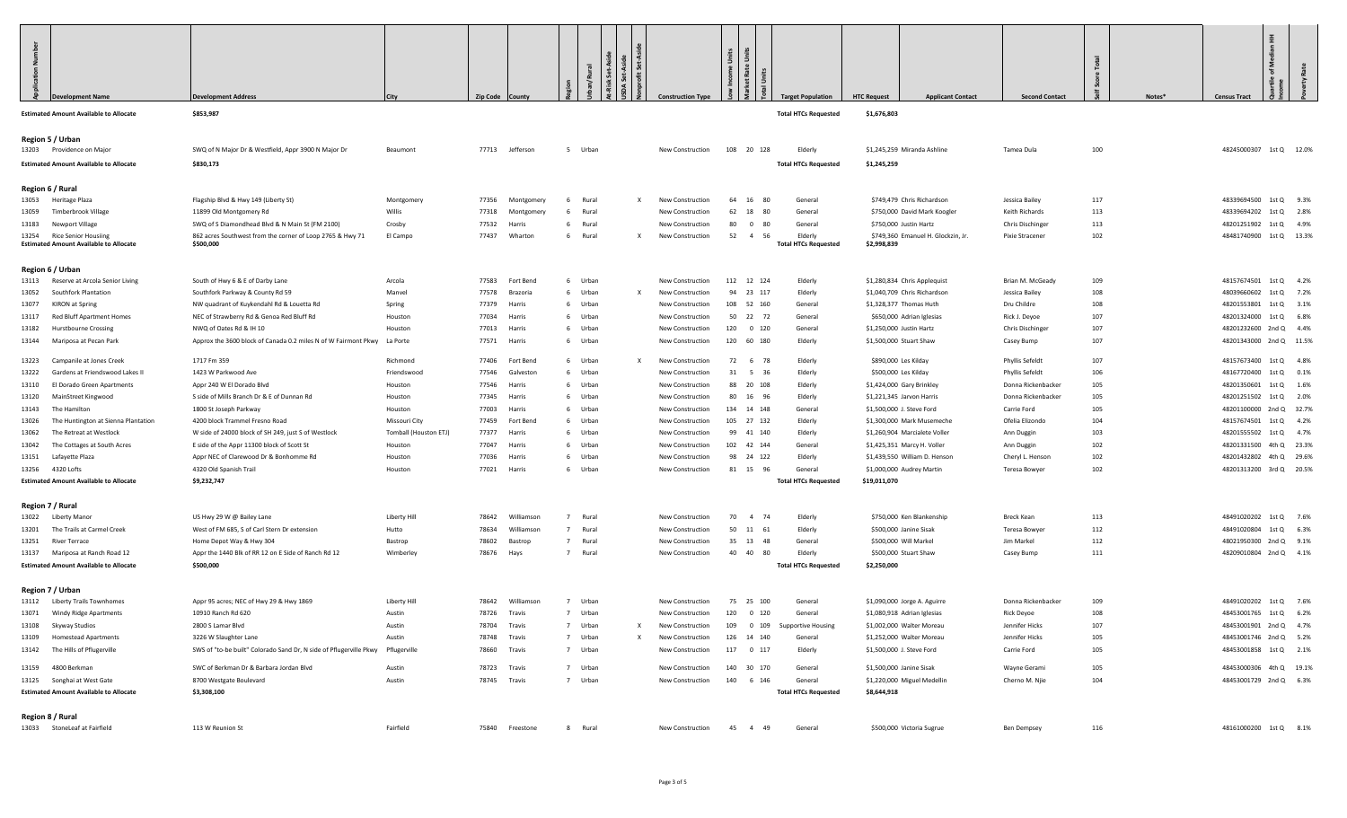| Application Number | Development Name | Development Address | City | Zip Code | County | Region | Urban/Rural | At-Risk Set-Aside | USDA Set-Aside | Nonprofit Set-Aside | Construction Type | Low Income Units | Market Rate Units | Total Units | Target Population | HTC Request | Applicant Contact | Second Contact | Self Score Total | Notes* | Census Tract | Quartile of Median HH Income | Poverty Rate |
|---|---|---|---|---|---|---|---|---|---|---|---|---|---|---|---|---|---|---|---|---|---|---|---|
| | **Estimated Amount Available to Allocate** | $853,987 | | | | | | | | | | | | | Total HTCs Requested | $1,676,803 | | | | | | | |
| | **Region 5 / Urban** | | | | | | | | | | | | | | | | | | | | | | |
| 13203 | Providence on Major | SWQ of N Major Dr & Westfield, Appr 3900 N Major Dr | Beaumont | 77713 | Jefferson | 5 | Urban | | | | New Construction | 108 | 20 | 128 | Elderly | $1,245,259 | Miranda Ashline | Tamea Dula | 100 | | 48245000307 | 1st Q | 12.0% |
| | **Estimated Amount Available to Allocate** | $830,173 | | | | | | | | | | | | | Total HTCs Requested | $1,245,259 | | | | | | | |
| | **Region 6 / Rural** | | | | | | | | | | | | | | | | | | | | | | |
| 13053 | Heritage Plaza | Flagship Blvd & Hwy 149 (Liberty St) | Montgomery | 77356 | Montgomery | 6 | Rural | | | X | New Construction | 64 | 16 | 80 | General | $749,479 | Chris Richardson | Jessica Bailey | 117 | | 48339694500 | 1st Q | 9.3% |
| 13059 | Timberbrook Village | 11899 Old Montgomery Rd | Willis | 77318 | Montgomery | 6 | Rural | | | | New Construction | 62 | 18 | 80 | General | $750,000 | David Mark Koogler | Keith Richards | 113 | | 48339694202 | 1st Q | 2.8% |
| 13183 | Newport Village | SWQ of S Diamondhead Blvd & N Main St (FM 2100) | Crosby | 77532 | Harris | 6 | Rural | | | | New Construction | 80 | 0 | 80 | General | $750,000 | Justin Hartz | Chris Dischinger | 113 | | 48201251902 | 1st Q | 4.9% |
| 13254 | Rice Senior Housing | 862 acres Southwest from the corner of Loop 2765 & Hwy 71 | El Campo | 77437 | Wharton | 6 | Rural | | | X | New Construction | 52 | 4 | 56 | Elderly | $749,360 | Emanuel H. Glockzin, Jr. | Pixie Stracener | 102 | | 48481740900 | 1st Q | 13.3% |
| | **Estimated Amount Available to Allocate** | $500,000 | | | | | | | | | | | | | Total HTCs Requested | $2,998,839 | | | | | | | |
| | **Region 6 / Urban** | | | | | | | | | | | | | | | | | | | | | | |
| 13113 | Reserve at Arcola Senior Living | South of Hwy 6 & E of Darby Lane | Arcola | 77583 | Fort Bend | 6 | Urban | | | | New Construction | 112 | 12 | 124 | Elderly | $1,280,834 | Chris Applequist | Brian M. McGeady | 109 | | 48157674501 | 1st Q | 4.2% |
| 13052 | Southfork Plantation | Southfork Parkway & County Rd 59 | Manvel | 77578 | Brazoria | 6 | Urban | | | X | New Construction | 94 | 23 | 117 | Elderly | $1,040,709 | Chris Richardson | Jessica Bailey | 108 | | 48039660602 | 1st Q | 7.2% |
| 13077 | KIRON at Spring | NW quadrant of Kuykendahl Rd & Louetta Rd | Spring | 77379 | Harris | 6 | Urban | | | | New Construction | 108 | 52 | 160 | General | $1,328,377 | Thomas Huth | Dru Childre | 108 | | 48201553801 | 1st Q | 3.1% |
| 13117 | Red Bluff Apartment Homes | NEC of Strawberry Rd & Genoa Red Bluff Rd | Houston | 77034 | Harris | 6 | Urban | | | | New Construction | 50 | 22 | 72 | General | $650,000 | Adrian Iglesias | Rick J. Deyoe | 107 | | 48201324000 | 1st Q | 6.8% |
| 13182 | Hurstbourne Crossing | NWQ of Oates Rd & IH 10 | Houston | 77013 | Harris | 6 | Urban | | | | New Construction | 120 | 0 | 120 | General | $1,250,000 | Justin Hartz | Chris Dischinger | 107 | | 48201232600 | 2nd Q | 4.4% |
| 13144 | Mariposa at Pecan Park | Approx the 3600 block of Canada 0.2 miles N of W Fairmont Pkwy | La Porte | 77571 | Harris | 6 | Urban | | | | New Construction | 120 | 60 | 180 | Elderly | $1,500,000 | Stuart Shaw | Casey Bump | 107 | | 48201343000 | 2nd Q | 11.5% |
| 13223 | Campanile at Jones Creek | 1717 Fm 359 | Richmond | 77406 | Fort Bend | 6 | Urban | | | X | New Construction | 72 | 6 | 78 | Elderly | $890,000 | Les Kilday | Phyllis Sefeldt | 107 | | 48157673400 | 1st Q | 4.8% |
| 13222 | Gardens at Friendswood Lakes II | 1423 W Parkwood Ave | Friendswood | 77546 | Galveston | 6 | Urban | | | | New Construction | 31 | 5 | 36 | Elderly | $500,000 | Les Kilday | Phyllis Sefeldt | 106 | | 48167720400 | 1st Q | 0.1% |
| 13110 | El Dorado Green Apartments | Appr 240 W El Dorado Blvd | Houston | 77546 | Harris | 6 | Urban | | | | New Construction | 88 | 20 | 108 | Elderly | $1,424,000 | Gary Brinkley | Donna Rickenbacker | 105 | | 48201350601 | 1st Q | 1.6% |
| 13120 | MainStreet Kingwood | S side of Mills Branch Dr & E of Dunnan Rd | Houston | 77345 | Harris | 6 | Urban | | | | New Construction | 80 | 16 | 96 | Elderly | $1,221,345 | Jarvon Harris | Donna Rickenbacker | 105 | | 48201251502 | 1st Q | 2.0% |
| 13143 | The Hamilton | 1800 St Joseph Parkway | Houston | 77003 | Harris | 6 | Urban | | | | New Construction | 134 | 14 | 148 | General | $1,500,000 | J. Steve Ford | Carrie Ford | 105 | | 48201100000 | 2nd Q | 32.7% |
| 13026 | The Huntington at Sienna Plantation | 4200 block Trammel Fresno Road | Missouri City | 77459 | Fort Bend | 6 | Urban | | | | New Construction | 105 | 27 | 132 | Elderly | $1,300,000 | Mark Musemeche | Ofelia Elizondo | 104 | | 48157674501 | 1st Q | 4.2% |
| 13062 | The Retreat at Westlock | W side of 24000 block of SH 249, just S of Westlock | Tomball (Houston ETJ) | 77377 | Harris | 6 | Urban | | | | New Construction | 99 | 41 | 140 | Elderly | $1,260,904 | Marcialete Voller | Ann Duggin | 103 | | 48201555502 | 1st Q | 4.7% |
| 13042 | The Cottages at South Acres | E side of the Appr 11300 block of Scott St | Houston | 77047 | Harris | 6 | Urban | | | | New Construction | 102 | 42 | 144 | General | $1,425,351 | Marcy H. Voller | Ann Duggin | 102 | | 48201331500 | 4th Q | 23.3% |
| 13151 | Lafayette Plaza | Appr NEC of Clarewood Dr & Bonhomme Rd | Houston | 77036 | Harris | 6 | Urban | | | | New Construction | 98 | 24 | 122 | Elderly | $1,439,550 | William D. Henson | Cheryl L. Henson | 102 | | 48201432802 | 4th Q | 29.6% |
| 13256 | 4320 Lofts | 4320 Old Spanish Trail | Houston | 77021 | Harris | 6 | Urban | | | | New Construction | 81 | 15 | 96 | General | $1,000,000 | Audrey Martin | Teresa Bowyer | 102 | | 48201313200 | 3rd Q | 20.5% |
| | **Estimated Amount Available to Allocate** | $9,232,747 | | | | | | | | | | | | | Total HTCs Requested | $19,011,070 | | | | | | | |
| | **Region 7 / Rural** | | | | | | | | | | | | | | | | | | | | | | |
| 13022 | Liberty Manor | US Hwy 29 W @ Bailey Lane | Liberty Hill | 78642 | Williamson | 7 | Rural | | | | New Construction | 70 | 4 | 74 | Elderly | $750,000 | Ken Blankenship | Breck Kean | 113 | | 48491020202 | 1st Q | 7.6% |
| 13201 | The Trails at Carmel Creek | West of FM 685, S of Carl Stern Dr extension | Hutto | 78634 | Williamson | 7 | Rural | | | | New Construction | 50 | 11 | 61 | Elderly | $500,000 | Janine Sisak | Teresa Bowyer | 112 | | 48491020804 | 1st Q | 6.3% |
| 13251 | River Terrace | Home Depot Way & Hwy 304 | Bastrop | 78602 | Bastrop | 7 | Rural | | | | New Construction | 35 | 13 | 48 | General | $500,000 | Will Markel | Jim Markel | 112 | | 48021950300 | 2nd Q | 9.1% |
| 13137 | Mariposa at Ranch Road 12 | Appr the 1440 Blk of RR 12 on E Side of Ranch Rd 12 | Wimberley | 78676 | Hays | 7 | Rural | | | | New Construction | 40 | 40 | 80 | Elderly | $500,000 | Stuart Shaw | Casey Bump | 111 | | 48209010804 | 2nd Q | 4.1% |
| | **Estimated Amount Available to Allocate** | $500,000 | | | | | | | | | | | | | Total HTCs Requested | $2,250,000 | | | | | | | |
| | **Region 7 / Urban** | | | | | | | | | | | | | | | | | | | | | | |
| 13112 | Liberty Trails Townhomes | Appr 95 acres; NEC of Hwy 29 & Hwy 1869 | Liberty Hill | 78642 | Williamson | 7 | Urban | | | | New Construction | 75 | 25 | 100 | General | $1,090,000 | Jorge A. Aguirre | Donna Rickenbacker | 109 | | 48491020202 | 1st Q | 7.6% |
| 13071 | Windy Ridge Apartments | 10910 Ranch Rd 620 | Austin | 78726 | Travis | 7 | Urban | | | | New Construction | 120 | 0 | 120 | General | $1,080,918 | Adrian Iglesias | Rick Deyoe | 108 | | 48453001765 | 1st Q | 6.2% |
| 13108 | Skyway Studios | 2800 S Lamar Blvd | Austin | 78704 | Travis | 7 | Urban | | | X | New Construction | 109 | 0 | 109 | Supportive Housing | $1,002,000 | Walter Moreau | Jennifer Hicks | 107 | | 48453001901 | 2nd Q | 4.7% |
| 13109 | Homestead Apartments | 3226 W Slaughter Lane | Austin | 78748 | Travis | 7 | Urban | | | X | New Construction | 126 | 14 | 140 | General | $1,252,000 | Walter Moreau | Jennifer Hicks | 105 | | 48453001746 | 2nd Q | 5.2% |
| 13142 | The Hills of Pflugerville | SWS of "to-be built" Colorado Sand Dr, N side of Pflugerville Pkwy | Pflugerville | 78660 | Travis | 7 | Urban | | | | New Construction | 117 | 0 | 117 | Elderly | $1,500,000 | J. Steve Ford | Carrie Ford | 105 | | 48453001858 | 1st Q | 2.1% |
| 13159 | 4800 Berkman | SWC of Berkman Dr & Barbara Jordan Blvd | Austin | 78723 | Travis | 7 | Urban | | | | New Construction | 140 | 30 | 170 | General | $1,500,000 | Janine Sisak | Wayne Gerami | 105 | | 48453000306 | 4th Q | 19.1% |
| 13125 | Songhai at West Gate | 8700 Westgate Boulevard | Austin | 78745 | Travis | 7 | Urban | | | | New Construction | 140 | 6 | 146 | General | $1,220,000 | Miguel Medellin | Cherno M. Njie | 104 | | 48453001729 | 2nd Q | 6.3% |
| | **Estimated Amount Available to Allocate** | $3,308,100 | | | | | | | | | | | | | Total HTCs Requested | $8,644,918 | | | | | | | |
| | **Region 8 / Rural** | | | | | | | | | | | | | | | | | | | | | | |
| 13033 | StoneLeaf at Fairfield | 113 W Reunion St | Fairfield | 75840 | Freestone | 8 | Rural | | | | New Construction | 45 | 4 | 49 | General | $500,000 | Victoria Sugrue | Ben Dempsey | 116 | | 48161000200 | 1st Q | 8.1% |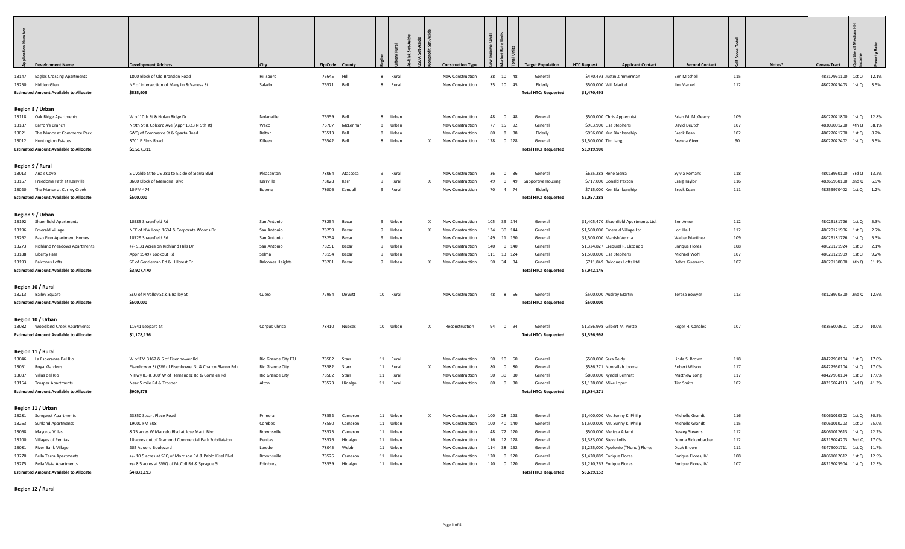| Application Number | Development Name | Development Address | City | Zip Code | County | Region | Urban/Rural | At-Risk Set-Aside | USDA Set-Aside | Nonprofit Set-Aside | Construction Type | Low Income Units | Market Rate Units | Total Units | Target Population | HTC Request | Applicant Contact | Second Contact | Self Score Total | Notes* | Census Tract | Quartile of Median HH Income | Poverty Rate |
|---|---|---|---|---|---|---|---|---|---|---|---|---|---|---|---|---|---|---|---|---|---|---|---|
| 13147 | Eagles Crossing Apartments | 1800 Block of Old Brandon Road | Hillsboro | 76645 | Hill | 8 | Rural | | | | New Construction | 38 | 10 | 48 | General | $470,493 | Justin Zimmerman | Ben Mitchell | 115 | | 48217961100 | 1st Q | 12.1% |
| 13250 | Hidden Glen | NE of intersection of Mary Ln & Vaness St | Salado | 76571 | Bell | 8 | Rural | | | | New Construction | 35 | 10 | 45 | Elderly | $500,000 | Will Markel | Jim Markel | 112 | | 48027023403 | 1st Q | 3.5% |
| **Estimated Amount Available to Allocate** | | | | | | | | | | | | | | | **Total HTCs Requested** | $1,470,493 | | | | | | | |
| | $535,909 | | | | | | | | | | | | | | | | | | | | | | |
| **Region 8 / Urban** | | | | | | | | | | | | | | | | | | | | | | | |
| 13118 | Oak Ridge Apartments | W of 10th St & Nolan Ridge Dr | Nolanville | 76559 | Bell | 8 | Urban | | | | New Construction | 48 | 0 | 48 | General | $500,000 | Chris Applequist | Brian M. McGeady | 109 | | 48027021800 | 1st Q | 12.8% |
| 13187 | Barron's Branch | N 9th St & Colcord Ave (Appr 1323 N 9th st) | Waco | 76707 | McLennan | 8 | Urban | | | | New Construction | 77 | 15 | 92 | General | $963,900 | Lisa Stephens | David Deutch | 107 | | 48309001200 | 4th Q | 58.1% |
| 13021 | The Manor at Commerce Park | SWQ of Commerce St & Sparta Road | Belton | 76513 | Bell | 8 | Urban | | | | New Construction | 80 | 8 | 88 | Elderly | $956,000 | Ken Blankenship | Breck Kean | 102 | | 48027021700 | 1st Q | 8.2% |
| 13012 | Huntington Estates | 3701 E Elms Road | Killeen | 76542 | Bell | 8 | Urban | | | X | New Construction | 128 | 0 | 128 | General | $1,500,000 | Tim Lang | Brenda Given | 90 | | 48027022402 | 1st Q | 5.5% |
| **Estimated Amount Available to Allocate** | | | | | | | | | | | | | | | **Total HTCs Requested** | $3,919,900 | | | | | | | |
| | $1,517,311 | | | | | | | | | | | | | | | | | | | | | | |
| **Region 9 / Rural** | | | | | | | | | | | | | | | | | | | | | | | |
| 13013 | Ana's Cove | S Uvalde St to US 281 to E side of Sierra Blvd | Pleasanton | 78064 | Atascosa | 9 | Rural | | | | New Construction | 36 | 0 | 36 | General | $625,288 | Rene Sierra | Sylvia Romans | 118 | | 48013960100 | 3rd Q | 13.2% |
| 13167 | Freedoms Path at Kerrville | 3600 Block of Memorial Blvd | Kerrville | 78028 | Kerr | 9 | Rural | | | X | New Construction | 49 | 0 | 49 | Supportive Housing | $717,000 | Donald Paxton | Craig Taylor | 116 | | 48265960100 | 2nd Q | 6.9% |
| 13020 | The Manor at Currey Creek | 10 FM 474 | Boerne | 78006 | Kendall | 9 | Rural | | | | New Construction | 70 | 4 | 74 | Elderly | $715,000 | Ken Blankenship | Breck Kean | 111 | | 48259970402 | 1st Q | 1.2% |
| **Estimated Amount Available to Allocate** | | | | | | | | | | | | | | | **Total HTCs Requested** | $2,057,288 | | | | | | | |
| | $500,000 | | | | | | | | | | | | | | | | | | | | | | |
| **Region 9 / Urban** | | | | | | | | | | | | | | | | | | | | | | | |
| 13192 | Shaenfield Apartments | 10585 Shaenfield Rd | San Antonio | 78254 | Bexar | 9 | Urban | | | X | New Construction | 105 | 39 | 144 | General | $1,405,470 | Shaenfield Apartments Ltd. | Ben Amor | 112 | | 48029181726 | 1st Q | 5.3% |
| 13196 | Emerald Village | NEC of NW Loop 1604 & Corporate Woods Dr | San Antonio | 78259 | Bexar | 9 | Urban | | | X | New Construction | 134 | 30 | 144 | General | $1,500,000 | Emerald Village Ltd. | Lori Hall | 112 | | 48029121906 | 1st Q | 2.7% |
| 13262 | Paso Fino Apartment Homes | 10729 Shaenfield Rd | San Antonio | 78254 | Bexar | 9 | Urban | | | | New Construction | 149 | 11 | 160 | General | $1,500,000 | Manish Verma | Walter Martinez | 109 | | 48029181726 | 1st Q | 5.3% |
| 13273 | Richland Meadows Apartments | +/- 9.31 Acres on Richland Hills Dr | San Antonio | 78251 | Bexar | 9 | Urban | | | | New Construction | 140 | 0 | 140 | General | $1,324,827 | Ezequiel P. Elizondo | Enrique Flores | 108 | | 48029171924 | 1st Q | 2.1% |
| 13188 | Liberty Pass | Appr 15497 Lookout Rd | Selma | 78154 | Bexar | 9 | Urban | | | | New Construction | 111 | 13 | 124 | General | $1,500,000 | Lisa Stephens | Michael Wohl | 107 | | 48029121909 | 1st Q | 9.2% |
| 13193 | Balcones Lofts | SC of Gentleman Rd & Hillcrest Dr | Balcones Heights | 78201 | Bexar | 9 | Urban | | | X | New Construction | 50 | 34 | 84 | General | $711,849 | Balcones Lofts Ltd. | Debra Guerrero | 107 | | 48029180800 | 4th Q | 31.1% |
| **Estimated Amount Available to Allocate** | | | | | | | | | | | | | | | **Total HTCs Requested** | $7,942,146 | | | | | | | |
| | $3,927,470 | | | | | | | | | | | | | | | | | | | | | | |
| **Region 10 / Rural** | | | | | | | | | | | | | | | | | | | | | | | |
| 13213 | Bailey Square | SEQ of N Valley St & E Bailey St | Cuero | 77954 | DeWitt | 10 | Rural | | | | New Construction | 48 | 8 | 56 | General | $500,000 | Audrey Martin | Teresa Bowyer | 113 | | 48123970300 | 2nd Q | 12.6% |
| **Estimated Amount Available to Allocate** | | | | | | | | | | | | | | | **Total HTCs Requested** | $500,000 | | | | | | | |
| | $500,000 | | | | | | | | | | | | | | | | | | | | | | |
| **Region 10 / Urban** | | | | | | | | | | | | | | | | | | | | | | | |
| 13082 | Woodland Creek Apartments | 11641 Leopard St | Corpus Christi | 78410 | Nueces | 10 | Urban | | | X | Reconstruction | 94 | 0 | 94 | General | $1,356,998 | Gilbert M. Piette | Roger H. Canales | 107 | | 48355003601 | 1st Q | 10.0% |
| **Estimated Amount Available to Allocate** | | | | | | | | | | | | | | | **Total HTCs Requested** | $1,356,998 | | | | | | | |
| | $1,178,136 | | | | | | | | | | | | | | | | | | | | | | |
| **Region 11 / Rural** | | | | | | | | | | | | | | | | | | | | | | | |
| 13046 | La Esperanza Del Rio | W of FM 3167 & S of Eisenhower Rd | Rio Grande City ETJ | 78582 | Starr | 11 | Rural | | | | New Construction | 50 | 10 | 60 | General | $500,000 | Sara Reidy | Linda S. Brown | 118 | | 48427950104 | 1st Q | 17.0% |
| 13051 | Royal Gardens | Eisenhower St (SW of Eisenhower St & Charco Blanco Rd) | Rio Grande City | 78582 | Starr | 11 | Rural | | | X | New Construction | 80 | 0 | 80 | General | $586,271 | Noorallah Jooma | Robert Wilson | 117 | | 48427950104 | 1st Q | 17.0% |
| 13087 | Villas del Rio | N Hwy 83 & 300' W of Hernandez Rd & Corrales Rd | Rio Grande City | 78582 | Starr | 11 | Rural | | | | New Construction | 50 | 30 | 80 | General | $860,000 | Kyndel Bennett | Matthew Long | 117 | | 48427950104 | 1st Q | 17.0% |
| 13154 | Trosper Apartments | Near 5 mile Rd & Trosper | Alton | 78573 | Hidalgo | 11 | Rural | | | | New Construction | 80 | 0 | 80 | General | $1,138,000 | Mike Lopez | Tim Smith | 102 | | 48215024113 | 3rd Q | 41.3% |
| **Estimated Amount Available to Allocate** | | | | | | | | | | | | | | | **Total HTCs Requested** | $3,084,271 | | | | | | | |
| | $909,573 | | | | | | | | | | | | | | | | | | | | | | |
| **Region 11 / Urban** | | | | | | | | | | | | | | | | | | | | | | | |
| 13281 | Sunquest Apartments | 23850 Stuart Place Road | Primera | 78552 | Cameron | 11 | Urban | | | X | New Construction | 100 | 28 | 128 | General | $1,400,000 | Mr. Sunny K. Philip | Michelle Grandt | 116 | | 48061010302 | 1st Q | 30.5% |
| 13263 | Sunland Apartments | 19000 FM 508 | Combes | 78550 | Cameron | 11 | Urban | | | | New Construction | 100 | 40 | 140 | General | $1,500,000 | Mr. Sunny K. Philip | Michelle Grandt | 115 | | 48061010203 | 1st Q | 25.0% |
| 13068 | Mayorca Villas | 8.75 acres W Marcelo Blvd at Jose Marti Blvd | Brownsville | 78575 | Cameron | 11 | Urban | | | | New Construction | 48 | 72 | 120 | General | $500,000 | Melissa Adami | Dewey Stevens | 112 | | 48061012613 | 1st Q | 22.2% |
| 13100 | Villages of Penitas | 10 acres out of Diamond Commercial Park Subdivision | Penitas | 78576 | Hidalgo | 11 | Urban | | | | New Construction | 116 | 12 | 128 | General | $1,383,000 | Steve Lollis | Donna Rickenbacker | 112 | | 48215024203 | 2nd Q | 17.0% |
| 13081 | River Bank Village | 202 Aquero Boulevard | Laredo | 78045 | Webb | 11 | Urban | | | | New Construction | 114 | 38 | 152 | General | $1,225,000 | Apolonio ("Nono") Flores | Doak Brown | 111 | | 48479001711 | 1st Q | 11.7% |
| 13270 | Bella Terra Apartments | +/- 10.5 acres at SEQ of Morrison Rd & Pablo Kisel Blvd | Brownsville | 78526 | Cameron | 11 | Urban | | | | New Construction | 120 | 0 | 120 | General | $1,420,889 | Enrique Flores | Enrique Flores, IV | 108 | | 48061012612 | 1st Q | 12.9% |
| 13275 | Bella Vista Apartments | +/- 8.5 acres at SWQ of McColl Rd & Sprague St | Edinburg | 78539 | Hidalgo | 11 | Urban | | | | New Construction | 120 | 0 | 120 | General | $1,210,263 | Enrique Flores | Enrique Flores, IV | 107 | | 48215023904 | 1st Q | 12.3% |
| **Estimated Amount Available to Allocate** | | | | | | | | | | | | | | | **Total HTCs Requested** | $8,639,152 | | | | | | | |
| | $4,833,193 | | | | | | | | | | | | | | | | | | | | | | |

**Region 12 / Rural**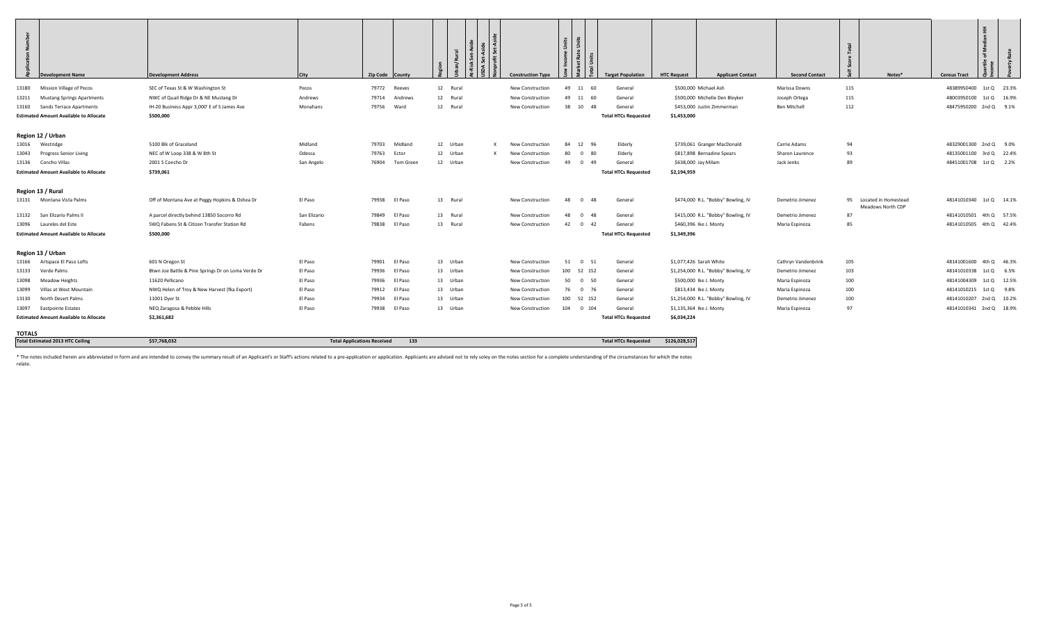| Application Number | Development Name | Development Address | City | Zip Code | County | Region | Urban/Rural | At-Risk Set-Aside | USDA Set-Aside | Nonprofit Set-Aside | Construction Type | Low Income Units | Market Rate Units | Total Units | Target Population | HTC Request | Applicant Contact | Second Contact | Self Score Total | Notes* | Census Tract | Quartile of Median HH Income | Poverty Rate |
|---|---|---|---|---|---|---|---|---|---|---|---|---|---|---|---|---|---|---|---|---|---|---|---|
| 13180 | Mission Village of Pecos | SEC of Texas St & W Washington St | Pecos | 79772 | Reeves | 12 | Rural | | | | New Construction | 49 | 11 | 60 | General | $500,000 | Michael Ash | Marissa Downs | 115 | | 48389950400 | 1st Q | 23.3% |
| 13211 | Mustang Springs Apartments | NWC of Quail Ridge Dr & NE Mustang Dr | Andrews | 79714 | Andrews | 12 | Rural | | | | New Construction | 49 | 11 | 60 | General | $500,000 | Michelle Den Bleyker | Joseph Ortega | 115 | | 48003950100 | 1st Q | 16.9% |
| 13160 | Sands Terrace Apartments | IH-20 Business Appr 3,000' E of S James Ave | Monahans | 79756 | Ward | 12 | Rural | | | | New Construction | 38 | 10 | 48 | General | $453,000 | Justin Zimmerman | Ben Mitchell | 112 | | 48475950200 | 2nd Q | 9.1% |
| **Estimated Amount Available to Allocate** | | $500,000 | | | | | | | | | | | | | **Total HTCs Requested** | $1,453,000 | | | | | | | |
| **Region 12 / Urban** | | | | | | | | | | | | | | | | | | | | | | | |
| 13016 | Westridge | 5100 Blk of Graceland | Midland | 79703 | Midland | 12 | Urban | | | X | New Construction | 84 | 12 | 96 | Elderly | $739,061 | Granger MacDonald | Carrie Adams | 94 | | 48329001300 | 2nd Q | 9.0% |
| 13043 | Progress Senior Living | NEC of W Loop 338 & W 8th St | Odessa | 79763 | Ector | 12 | Urban | | | X | New Construction | 80 | 0 | 80 | Elderly | $817,898 | Bernadine Spears | Sharon Laurence | 93 | | 48135001100 | 3rd Q | 22.4% |
| 13136 | Concho Villas | 2001 S Concho Dr | San Angelo | 76904 | Tom Green | 12 | Urban | | | | New Construction | 49 | 0 | 49 | General | $638,000 | Jay Milam | Jack Jenks | 89 | | 48451001708 | 1st Q | 2.2% |
| **Estimated Amount Available to Allocate** | | $739,061 | | | | | | | | | | | | | **Total HTCs Requested** | $2,194,959 | | | | | | | |
| **Region 13 / Rural** | | | | | | | | | | | | | | | | | | | | | | | |
| 13131 | Montana Vista Palms | Off of Montana Ave at Peggy Hopkins & Oshea Dr | El Paso | 79938 | El Paso | 13 | Rural | | | | New Construction | 48 | 0 | 48 | General | $474,000 | R.L. "Bobby" Bowling, IV | Demetrio Jimenez | 95 | Located in Homestead Meadows North CDP | 48141010340 | 1st Q | 14.1% |
| 13132 | San Elizario Palms II | A parcel directly behind 13850 Socorro Rd | San Elizario | 79849 | El Paso | 13 | Rural | | | | New Construction | 48 | 0 | 48 | General | $415,000 | R.L. "Bobby" Bowling, IV | Demetrio Jimenez | 87 | | 48141010501 | 4th Q | 57.5% |
| 13096 | Laureles del Este | SWQ Fabens St & Citizen Transfer Station Rd | Fabens | 79838 | El Paso | 13 | Rural | | | | New Construction | 42 | 0 | 42 | General | $460,396 | Ike J. Monty | Maria Espinoza | 85 | | 48141010505 | 4th Q | 42.4% |
| **Estimated Amount Available to Allocate** | | $500,000 | | | | | | | | | | | | | **Total HTCs Requested** | $1,349,396 | | | | | | | |
| **Region 13 / Urban** | | | | | | | | | | | | | | | | | | | | | | | |
| 13166 | Artspace El Paso Lofts | 601 N Oregon St | El Paso | 79901 | El Paso | 13 | Urban | | | | New Construction | 51 | 0 | 51 | General | $1,077,426 | Sarah White | Cathryn Vandenbrink | 105 | | 48141001600 | 4th Q | 46.3% |
| 13133 | Verde Palms | Btwn Joe Battle & Pine Springs Dr on Loma Verde Dr | El Paso | 79936 | El Paso | 13 | Urban | | | | New Construction | 100 | 52 | 152 | General | $1,254,000 | R.L. "Bobby" Bowling, IV | Demetrio Jimenez | 103 | | 48141010338 | 1st Q | 6.5% |
| 13098 | Meadow Heights | 11620 Pellicano | El Paso | 79936 | El Paso | 13 | Urban | | | | New Construction | 50 | 0 | 50 | General | $500,000 | Ike J. Monty | Maria Espinoza | 100 | | 48141004309 | 1st Q | 12.5% |
| 13099 | Villas at West Mountain | NWQ Helen of Troy & New Harvest (fka Export) | El Paso | 79912 | El Paso | 13 | Urban | | | | New Construction | 76 | 0 | 76 | General | $813,434 | Ike J. Monty | Maria Espinoza | 100 | | 48141010215 | 1st Q | 9.8% |
| 13130 | North Desert Palms | 11001 Dyer St | El Paso | 79934 | El Paso | 13 | Urban | | | | New Construction | 100 | 52 | 152 | General | $1,254,000 | R.L. "Bobby" Bowling, IV | Demetrio Jimenez | 100 | | 48141010207 | 2nd Q | 10.2% |
| 13097 | Eastpointe Estates | NEQ Zaragosa & Pebble Hills | El Paso | 79938 | El Paso | 13 | Urban | | | | New Construction | 104 | 0 | 104 | General | $1,135,364 | Ike J. Monty | Maria Espinoza | 97 | | 48141010341 | 2nd Q | 18.9% |
| **Estimated Amount Available to Allocate** | | $2,361,682 | | | | | | | | | | | | | **Total HTCs Requested** | $6,034,224 | | | | | | | |

**TOTALS**

| | | | | | |
|---|---|---|---|---|---|
| **Total Estimated 2013 HTC Ceiling** | $57,768,032 | **Total Applications Received** | 133 | **Total HTCs Requested** | $126,028,517 |

* The notes included herein are abbreviated in form and are intended to convey the summary result of an Applicant's or Staff's actions related to a pre-application or application. Applicants are advised not to rely soley on the notes section for a complete understanding of the circumstances for which the notes relate.